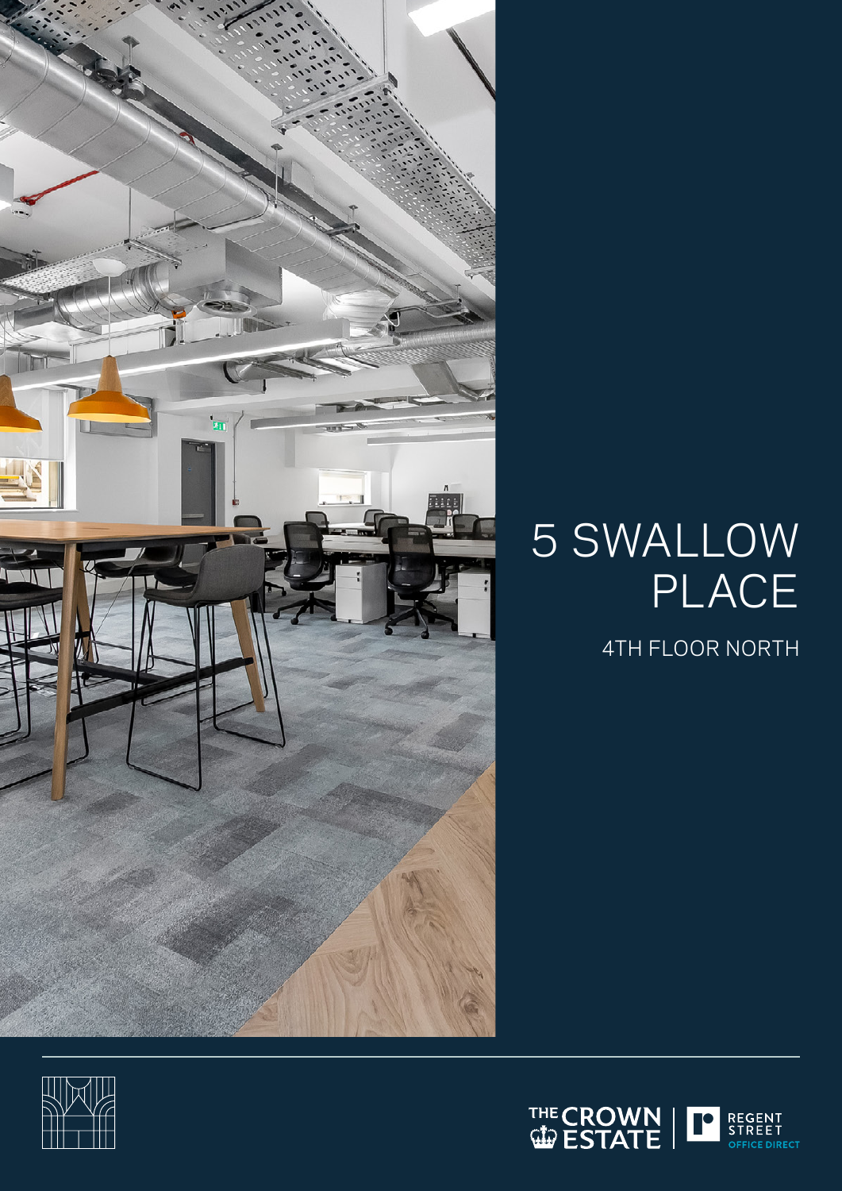# 5 SWALLOW PLACE

## 4TH FLOOR NORTH

THE CROWN ESTATE | REGENT STREET OFFICE DIRECT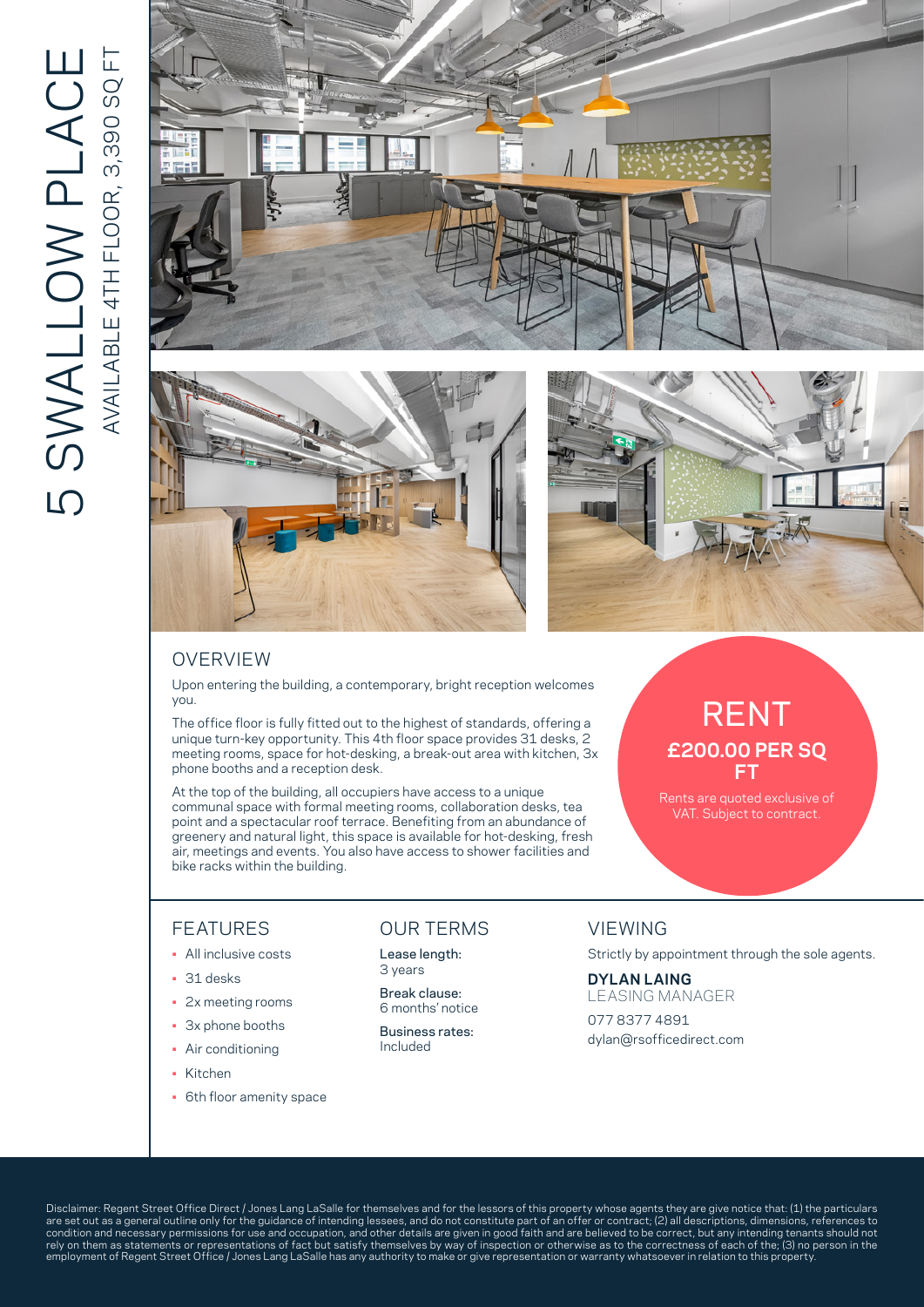# 5 SWALLOW PLACE

AVAILABLE 4TH FLOOR, 3,390 SQ FT

## OVERVIEW

Upon entering the building, a contemporary, bright reception welcomes you.

The office floor is fully fitted out to the highest of standards, offering a unique turn-key opportunity. This 4th floor space provides 31 desks, 2 meeting rooms, space for hot-desking, a break-out area with kitchen, 3x phone booths and a reception desk.

At the top of the building, all occupiers have access to a unique communal space with formal meeting rooms, collaboration desks, tea point and a spectacular roof terrace. Benefiting from an abundance of greenery and natural light, this space is available for hot-desking, fresh air, meetings and events. You also have access to shower facilities and bike racks within the building.

## RENT

**£200.00 PER SQ FT**

Rents are quoted exclusive of VAT. Subject to contract.

## FEATURES

- All inclusive costs
- 31 desks
- 2x meeting rooms
- 3x phone booths
- Air conditioning
- Kitchen
- 6th floor amenity space

## OUR TERMS

Lease length:
3 years

Break clause:
6 months' notice

Business rates:
Included

## VIEWING

Strictly by appointment through the sole agents.

**DYLAN LAING**
LEASING MANAGER

077 8377 4891
dylan@rsofficedirect.com

Disclaimer: Regent Street Office Direct / Jones Lang LaSalle for themselves and for the lessors of this property whose agents they are give notice that: (1) the particulars are set out as a general outline only for the guidance of intending lessees, and do not constitute part of an offer or contract; (2) all descriptions, dimensions, references to condition and necessary permissions for use and occupation, and other details are given in good faith and are believed to be correct, but any intending tenants should not rely on them as statements or representations of fact but satisfy themselves by way of inspection or otherwise as to the correctness of each of the; (3) no person in the employment of Regent Street Office / Jones Lang LaSalle has any authority to make or give representation or warranty whatsoever in relation to this property.